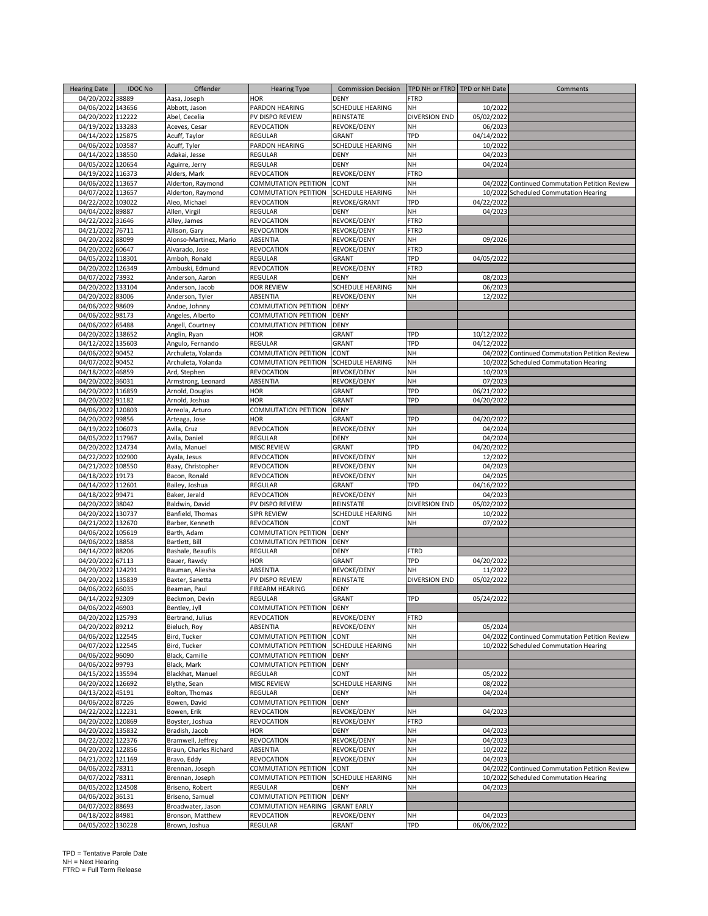| Hearing Date | IDOC No | Offender | Hearing Type | Commission Decision | TPD NH or FTRD | TPD or NH Date | Comments |
|---|---|---|---|---|---|---|---|
| 04/20/2022 | 38889 | Aasa, Joseph | HOR | DENY | FTRD | | |
| 04/06/2022 | 143656 | Abbott, Jason | PARDON HEARING | SCHEDULE HEARING | NH | 10/2022 | |
| 04/20/2022 | 112222 | Abel, Cecelia | PV DISPO REVIEW | REINSTATE | DIVERSION END | 05/02/2022 | |
| 04/19/2022 | 133283 | Aceves, Cesar | REVOCATION | REVOKE/DENY | NH | 06/2023 | |
| 04/14/2022 | 125875 | Acuff, Taylor | REGULAR | GRANT | TPD | 04/14/2022 | |
| 04/06/2022 | 103587 | Acuff, Tyler | PARDON HEARING | SCHEDULE HEARING | NH | 10/2022 | |
| 04/14/2022 | 138550 | Adakai, Jesse | REGULAR | DENY | NH | 04/2023 | |
| 04/05/2022 | 120654 | Aguirre, Jerry | REGULAR | DENY | NH | 04/2024 | |
| 04/19/2022 | 116373 | Alders, Mark | REVOCATION | REVOKE/DENY | FTRD | | |
| 04/06/2022 | 113657 | Alderton, Raymond | COMMUTATION PETITION | CONT | NH | 04/2022 | Continued Commutation Petition Review |
| 04/07/2022 | 113657 | Alderton, Raymond | COMMUTATION PETITION | SCHEDULE HEARING | NH | 10/2022 | Scheduled Commutation Hearing |
| 04/22/2022 | 103022 | Aleo, Michael | REVOCATION | REVOKE/GRANT | TPD | 04/22/2022 | |
| 04/04/2022 | 89887 | Allen, Virgil | REGULAR | DENY | NH | 04/2023 | |
| 04/22/2022 | 31646 | Alley, James | REVOCATION | REVOKE/DENY | FTRD | | |
| 04/21/2022 | 76711 | Allison, Gary | REVOCATION | REVOKE/DENY | FTRD | | |
| 04/20/2022 | 88099 | Alonso-Martinez, Mario | ABSENTIA | REVOKE/DENY | NH | 09/2026 | |
| 04/20/2022 | 60647 | Alvarado, Jose | REVOCATION | REVOKE/DENY | FTRD | | |
| 04/05/2022 | 118301 | Amboh, Ronald | REGULAR | GRANT | TPD | 04/05/2022 | |
| 04/20/2022 | 126349 | Ambuski, Edmund | REVOCATION | REVOKE/DENY | FTRD | | |
| 04/07/2022 | 73932 | Anderson, Aaron | REGULAR | DENY | NH | 08/2023 | |
| 04/20/2022 | 133104 | Anderson, Jacob | DOR REVIEW | SCHEDULE HEARING | NH | 06/2023 | |
| 04/20/2022 | 83006 | Anderson, Tyler | ABSENTIA | REVOKE/DENY | NH | 12/2022 | |
| 04/06/2022 | 98609 | Andoe, Johnny | COMMUTATION PETITION | DENY | | | |
| 04/06/2022 | 98173 | Angeles, Alberto | COMMUTATION PETITION | DENY | | | |
| 04/06/2022 | 65488 | Angell, Courtney | COMMUTATION PETITION | DENY | | | |
| 04/20/2022 | 138652 | Anglin, Ryan | HOR | GRANT | TPD | 10/12/2022 | |
| 04/12/2022 | 135603 | Angulo, Fernando | REGULAR | GRANT | TPD | 04/12/2022 | |
| 04/06/2022 | 90452 | Archuleta, Yolanda | COMMUTATION PETITION | CONT | NH | 04/2022 | Continued Commutation Petition Review |
| 04/07/2022 | 90452 | Archuleta, Yolanda | COMMUTATION PETITION | SCHEDULE HEARING | NH | 10/2022 | Scheduled Commutation Hearing |
| 04/18/2022 | 46859 | Ard, Stephen | REVOCATION | REVOKE/DENY | NH | 10/2023 | |
| 04/20/2022 | 36031 | Armstrong, Leonard | ABSENTIA | REVOKE/DENY | NH | 07/2023 | |
| 04/20/2022 | 116859 | Arnold, Douglas | HOR | GRANT | TPD | 06/21/2022 | |
| 04/20/2022 | 91182 | Arnold, Joshua | HOR | GRANT | TPD | 04/20/2022 | |
| 04/06/2022 | 120803 | Arreola, Arturo | COMMUTATION PETITION | DENY | | | |
| 04/20/2022 | 99856 | Arteaga, Jose | HOR | GRANT | TPD | 04/20/2022 | |
| 04/19/2022 | 106073 | Avila, Cruz | REVOCATION | REVOKE/DENY | NH | 04/2024 | |
| 04/05/2022 | 117967 | Avila, Daniel | REGULAR | DENY | NH | 04/2024 | |
| 04/20/2022 | 124734 | Avila, Manuel | MISC REVIEW | GRANT | TPD | 04/20/2022 | |
| 04/22/2022 | 102900 | Ayala, Jesus | REVOCATION | REVOKE/DENY | NH | 12/2022 | |
| 04/21/2022 | 108550 | Baay, Christopher | REVOCATION | REVOKE/DENY | NH | 04/2023 | |
| 04/18/2022 | 19173 | Bacon, Ronald | REVOCATION | REVOKE/DENY | NH | 04/2025 | |
| 04/14/2022 | 112601 | Bailey, Joshua | REGULAR | GRANT | TPD | 04/16/2022 | |
| 04/18/2022 | 99471 | Baker, Jerald | REVOCATION | REVOKE/DENY | NH | 04/2023 | |
| 04/20/2022 | 38042 | Baldwin, David | PV DISPO REVIEW | REINSTATE | DIVERSION END | 05/02/2022 | |
| 04/20/2022 | 130737 | Banfield, Thomas | SIPR REVIEW | SCHEDULE HEARING | NH | 10/2022 | |
| 04/21/2022 | 132670 | Barber, Kenneth | REVOCATION | CONT | NH | 07/2022 | |
| 04/06/2022 | 105619 | Barth, Adam | COMMUTATION PETITION | DENY | | | |
| 04/06/2022 | 18858 | Bartlett, Bill | COMMUTATION PETITION | DENY | | | |
| 04/14/2022 | 88206 | Bashale, Beaufils | REGULAR | DENY | FTRD | | |
| 04/20/2022 | 67113 | Bauer, Rawdy | HOR | GRANT | TPD | 04/20/2022 | |
| 04/20/2022 | 124291 | Bauman, Aliesha | ABSENTIA | REVOKE/DENY | NH | 11/2022 | |
| 04/20/2022 | 135839 | Baxter, Sanetta | PV DISPO REVIEW | REINSTATE | DIVERSION END | 05/02/2022 | |
| 04/06/2022 | 66035 | Beaman, Paul | FIREARM HEARING | DENY | | | |
| 04/14/2022 | 92309 | Beckmon, Devin | REGULAR | GRANT | TPD | 05/24/2022 | |
| 04/06/2022 | 46903 | Bentley, Jyll | COMMUTATION PETITION | DENY | | | |
| 04/20/2022 | 125793 | Bertrand, Julius | REVOCATION | REVOKE/DENY | FTRD | | |
| 04/20/2022 | 89212 | Bieluch, Roy | ABSENTIA | REVOKE/DENY | NH | 05/2024 | |
| 04/06/2022 | 122545 | Bird, Tucker | COMMUTATION PETITION | CONT | NH | 04/2022 | Continued Commutation Petition Review |
| 04/07/2022 | 122545 | Bird, Tucker | COMMUTATION PETITION | SCHEDULE HEARING | NH | 10/2022 | Scheduled Commutation Hearing |
| 04/06/2022 | 96090 | Black, Camille | COMMUTATION PETITION | DENY | | | |
| 04/06/2022 | 99793 | Black, Mark | COMMUTATION PETITION | DENY | | | |
| 04/15/2022 | 135594 | Blackhat, Manuel | REGULAR | CONT | NH | 05/2022 | |
| 04/20/2022 | 126692 | Blythe, Sean | MISC REVIEW | SCHEDULE HEARING | NH | 08/2022 | |
| 04/13/2022 | 45191 | Bolton, Thomas | REGULAR | DENY | NH | 04/2024 | |
| 04/06/2022 | 87226 | Bowen, David | COMMUTATION PETITION | DENY | | | |
| 04/22/2022 | 122231 | Bowen, Erik | REVOCATION | REVOKE/DENY | NH | 04/2023 | |
| 04/20/2022 | 120869 | Boyster, Joshua | REVOCATION | REVOKE/DENY | FTRD | | |
| 04/20/2022 | 135832 | Bradish, Jacob | HOR | DENY | NH | 04/2023 | |
| 04/22/2022 | 122376 | Bramwell, Jeffrey | REVOCATION | REVOKE/DENY | NH | 04/2023 | |
| 04/20/2022 | 122856 | Braun, Charles Richard | ABSENTIA | REVOKE/DENY | NH | 10/2022 | |
| 04/21/2022 | 121169 | Bravo, Eddy | REVOCATION | REVOKE/DENY | NH | 04/2023 | |
| 04/06/2022 | 78311 | Brennan, Joseph | COMMUTATION PETITION | CONT | NH | 04/2022 | Continued Commutation Petition Review |
| 04/07/2022 | 78311 | Brennan, Joseph | COMMUTATION PETITION | SCHEDULE HEARING | NH | 10/2022 | Scheduled Commutation Hearing |
| 04/05/2022 | 124508 | Briseno, Robert | REGULAR | DENY | NH | 04/2023 | |
| 04/06/2022 | 36131 | Briseno, Samuel | COMMUTATION PETITION | DENY | | | |
| 04/07/2022 | 88693 | Broadwater, Jason | COMMUTATION HEARING | GRANT EARLY | | | |
| 04/18/2022 | 84981 | Bronson, Matthew | REVOCATION | REVOKE/DENY | NH | 04/2023 | |
| 04/05/2022 | 130228 | Brown, Joshua | REGULAR | GRANT | TPD | 06/06/2022 | |

TPD = Tentative Parole Date
NH = Next Hearing
FTRD = Full Term Release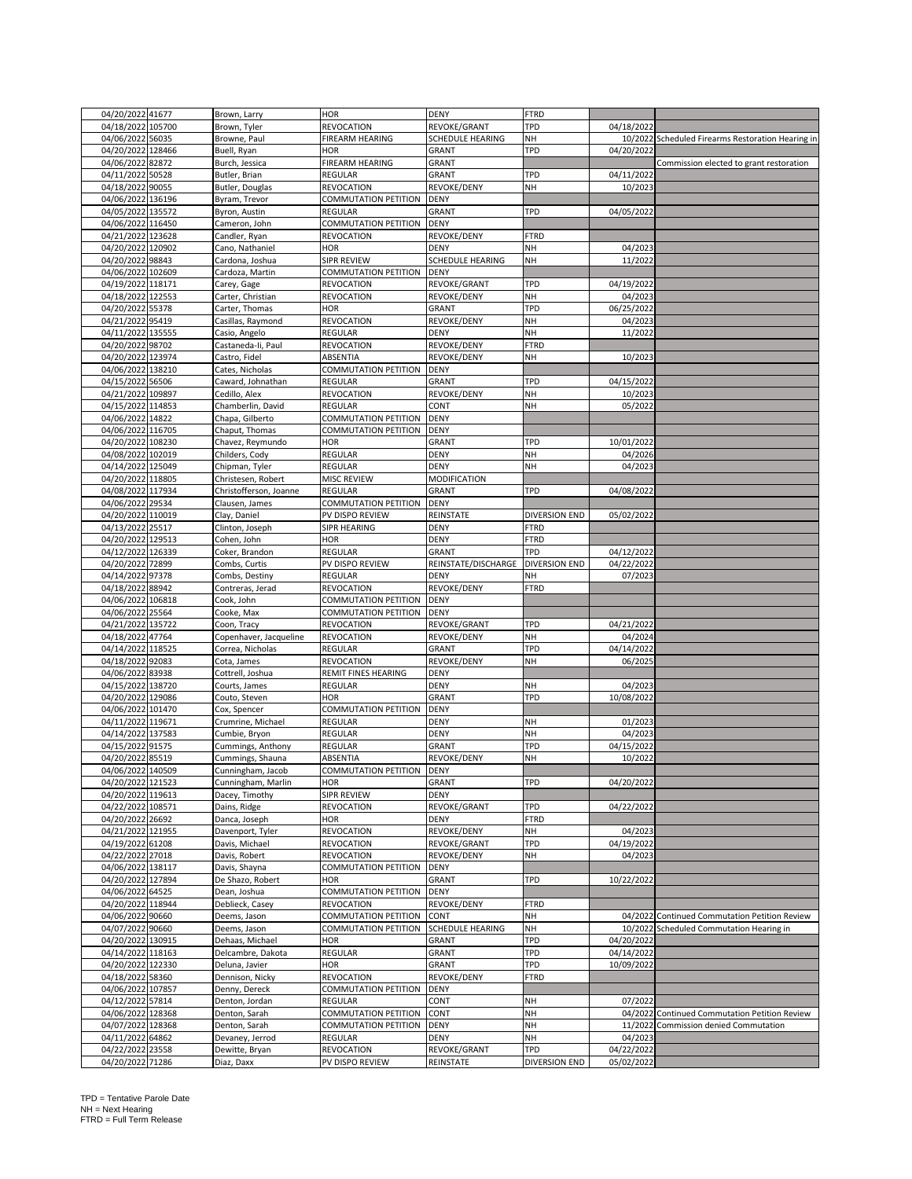| | | | | | | | |
|---|---|---|---|---|---|---|---|
| 04/20/2022 | 41677 | Brown, Larry | HOR | DENY | FTRD | | |
| 04/18/2022 | 105700 | Brown, Tyler | REVOCATION | REVOKE/GRANT | TPD | 04/18/2022 | |
| 04/06/2022 | 56035 | Browne, Paul | FIREARM HEARING | SCHEDULE HEARING | NH | 10/2022 | Scheduled Firearms Restoration Hearing in |
| 04/20/2022 | 128466 | Buell, Ryan | HOR | GRANT | TPD | 04/20/2022 | |
| 04/06/2022 | 82872 | Burch, Jessica | FIREARM HEARING | GRANT | | | Commission elected to grant restoration |
| 04/11/2022 | 50528 | Butler, Brian | REGULAR | GRANT | TPD | 04/11/2022 | |
| 04/18/2022 | 90055 | Butler, Douglas | REVOCATION | REVOKE/DENY | NH | 10/2023 | |
| 04/06/2022 | 136196 | Byram, Trevor | COMMUTATION PETITION | DENY | | | |
| 04/05/2022 | 135572 | Byron, Austin | REGULAR | GRANT | TPD | 04/05/2022 | |
| 04/06/2022 | 116450 | Cameron, John | COMMUTATION PETITION | DENY | | | |
| 04/21/2022 | 123628 | Candler, Ryan | REVOCATION | REVOKE/DENY | FTRD | | |
| 04/20/2022 | 120902 | Cano, Nathaniel | HOR | DENY | NH | 04/2023 | |
| 04/20/2022 | 98843 | Cardona, Joshua | SIPR REVIEW | SCHEDULE HEARING | NH | 11/2022 | |
| 04/06/2022 | 102609 | Cardoza, Martin | COMMUTATION PETITION | DENY | | | |
| 04/19/2022 | 118171 | Carey, Gage | REVOCATION | REVOKE/GRANT | TPD | 04/19/2022 | |
| 04/18/2022 | 122553 | Carter, Christian | REVOCATION | REVOKE/DENY | NH | 04/2023 | |
| 04/20/2022 | 55378 | Carter, Thomas | HOR | GRANT | TPD | 06/25/2022 | |
| 04/21/2022 | 95419 | Casillas, Raymond | REVOCATION | REVOKE/DENY | NH | 04/2023 | |
| 04/11/2022 | 135555 | Casio, Angelo | REGULAR | DENY | NH | 11/2022 | |
| 04/20/2022 | 98702 | Castaneda-Ii, Paul | REVOCATION | REVOKE/DENY | FTRD | | |
| 04/20/2022 | 123974 | Castro, Fidel | ABSENTIA | REVOKE/DENY | NH | 10/2023 | |
| 04/06/2022 | 138210 | Cates, Nicholas | COMMUTATION PETITION | DENY | | | |
| 04/15/2022 | 56506 | Caward, Johnathan | REGULAR | GRANT | TPD | 04/15/2022 | |
| 04/21/2022 | 109897 | Cedillo, Alex | REVOCATION | REVOKE/DENY | NH | 10/2023 | |
| 04/15/2022 | 114853 | Chamberlin, David | REGULAR | CONT | NH | 05/2022 | |
| 04/06/2022 | 14822 | Chapa, Gilberto | COMMUTATION PETITION | DENY | | | |
| 04/06/2022 | 116705 | Chaput, Thomas | COMMUTATION PETITION | DENY | | | |
| 04/20/2022 | 108230 | Chavez, Reymundo | HOR | GRANT | TPD | 10/01/2022 | |
| 04/08/2022 | 102019 | Childers, Cody | REGULAR | DENY | NH | 04/2026 | |
| 04/14/2022 | 125049 | Chipman, Tyler | REGULAR | DENY | NH | 04/2023 | |
| 04/20/2022 | 118805 | Christesen, Robert | MISC REVIEW | MODIFICATION | | | |
| 04/08/2022 | 117934 | Christofferson, Joanne | REGULAR | GRANT | TPD | 04/08/2022 | |
| 04/06/2022 | 29534 | Clausen, James | COMMUTATION PETITION | DENY | | | |
| 04/20/2022 | 110019 | Clay, Daniel | PV DISPO REVIEW | REINSTATE | DIVERSION END | 05/02/2022 | |
| 04/13/2022 | 25517 | Clinton, Joseph | SIPR HEARING | DENY | FTRD | | |
| 04/20/2022 | 129513 | Cohen, John | HOR | DENY | FTRD | | |
| 04/12/2022 | 126339 | Coker, Brandon | REGULAR | GRANT | TPD | 04/12/2022 | |
| 04/20/2022 | 72899 | Combs, Curtis | PV DISPO REVIEW | REINSTATE/DISCHARGE | DIVERSION END | 04/22/2022 | |
| 04/14/2022 | 97378 | Combs, Destiny | REGULAR | DENY | NH | 07/2023 | |
| 04/18/2022 | 88942 | Contreras, Jerad | REVOCATION | REVOKE/DENY | FTRD | | |
| 04/06/2022 | 106818 | Cook, John | COMMUTATION PETITION | DENY | | | |
| 04/06/2022 | 25564 | Cooke, Max | COMMUTATION PETITION | DENY | | | |
| 04/21/2022 | 135722 | Coon, Tracy | REVOCATION | REVOKE/GRANT | TPD | 04/21/2022 | |
| 04/18/2022 | 47764 | Copenhaver, Jacqueline | REVOCATION | REVOKE/DENY | NH | 04/2024 | |
| 04/14/2022 | 118525 | Correa, Nicholas | REGULAR | GRANT | TPD | 04/14/2022 | |
| 04/18/2022 | 92083 | Cota, James | REVOCATION | REVOKE/DENY | NH | 06/2025 | |
| 04/06/2022 | 83938 | Cottrell, Joshua | REMIT FINES HEARING | DENY | | | |
| 04/15/2022 | 138720 | Courts, James | REGULAR | DENY | NH | 04/2023 | |
| 04/20/2022 | 129086 | Couto, Steven | HOR | GRANT | TPD | 10/08/2022 | |
| 04/06/2022 | 101470 | Cox, Spencer | COMMUTATION PETITION | DENY | | | |
| 04/11/2022 | 119671 | Crumrine, Michael | REGULAR | DENY | NH | 01/2023 | |
| 04/14/2022 | 137583 | Cumbie, Bryon | REGULAR | DENY | NH | 04/2023 | |
| 04/15/2022 | 91575 | Cummings, Anthony | REGULAR | GRANT | TPD | 04/15/2022 | |
| 04/20/2022 | 85519 | Cummings, Shauna | ABSENTIA | REVOKE/DENY | NH | 10/2022 | |
| 04/06/2022 | 140509 | Cunningham, Jacob | COMMUTATION PETITION | DENY | | | |
| 04/20/2022 | 121523 | Cunningham, Marlin | HOR | GRANT | TPD | 04/20/2022 | |
| 04/20/2022 | 119613 | Dacey, Timothy | SIPR REVIEW | DENY | | | |
| 04/22/2022 | 108571 | Dains, Ridge | REVOCATION | REVOKE/GRANT | TPD | 04/22/2022 | |
| 04/20/2022 | 26692 | Danca, Joseph | HOR | DENY | FTRD | | |
| 04/21/2022 | 121955 | Davenport, Tyler | REVOCATION | REVOKE/DENY | NH | 04/2023 | |
| 04/19/2022 | 61208 | Davis, Michael | REVOCATION | REVOKE/GRANT | TPD | 04/19/2022 | |
| 04/22/2022 | 27018 | Davis, Robert | REVOCATION | REVOKE/DENY | NH | 04/2023 | |
| 04/06/2022 | 138117 | Davis, Shayna | COMMUTATION PETITION | DENY | | | |
| 04/20/2022 | 127894 | De Shazo, Robert | HOR | GRANT | TPD | 10/22/2022 | |
| 04/06/2022 | 64525 | Dean, Joshua | COMMUTATION PETITION | DENY | | | |
| 04/20/2022 | 118944 | Deblieck, Casey | REVOCATION | REVOKE/DENY | FTRD | | |
| 04/06/2022 | 90660 | Deems, Jason | COMMUTATION PETITION | CONT | NH | 04/2022 | Continued Commutation Petition Review |
| 04/07/2022 | 90660 | Deems, Jason | COMMUTATION PETITION | SCHEDULE HEARING | NH | 10/2022 | Scheduled Commutation Hearing in |
| 04/20/2022 | 130915 | Dehaas, Michael | HOR | GRANT | TPD | 04/20/2022 | |
| 04/14/2022 | 118163 | Delcambre, Dakota | REGULAR | GRANT | TPD | 04/14/2022 | |
| 04/20/2022 | 122330 | Deluna, Javier | HOR | GRANT | TPD | 10/09/2022 | |
| 04/18/2022 | 58360 | Dennison, Nicky | REVOCATION | REVOKE/DENY | FTRD | | |
| 04/06/2022 | 107857 | Denny, Dereck | COMMUTATION PETITION | DENY | | | |
| 04/12/2022 | 57814 | Denton, Jordan | REGULAR | CONT | NH | 07/2022 | |
| 04/06/2022 | 128368 | Denton, Sarah | COMMUTATION PETITION | CONT | NH | 04/2022 | Continued Commutation Petition Review |
| 04/07/2022 | 128368 | Denton, Sarah | COMMUTATION PETITION | DENY | NH | 11/2022 | Commission denied Commutation |
| 04/11/2022 | 64862 | Devaney, Jerrod | REGULAR | DENY | NH | 04/2023 | |
| 04/22/2022 | 23558 | Dewitte, Bryan | REVOCATION | REVOKE/GRANT | TPD | 04/22/2022 | |
| 04/20/2022 | 71286 | Diaz, Daxx | PV DISPO REVIEW | REINSTATE | DIVERSION END | 05/02/2022 | |

TPD = Tentative Parole Date
NH = Next Hearing
FTRD = Full Term Release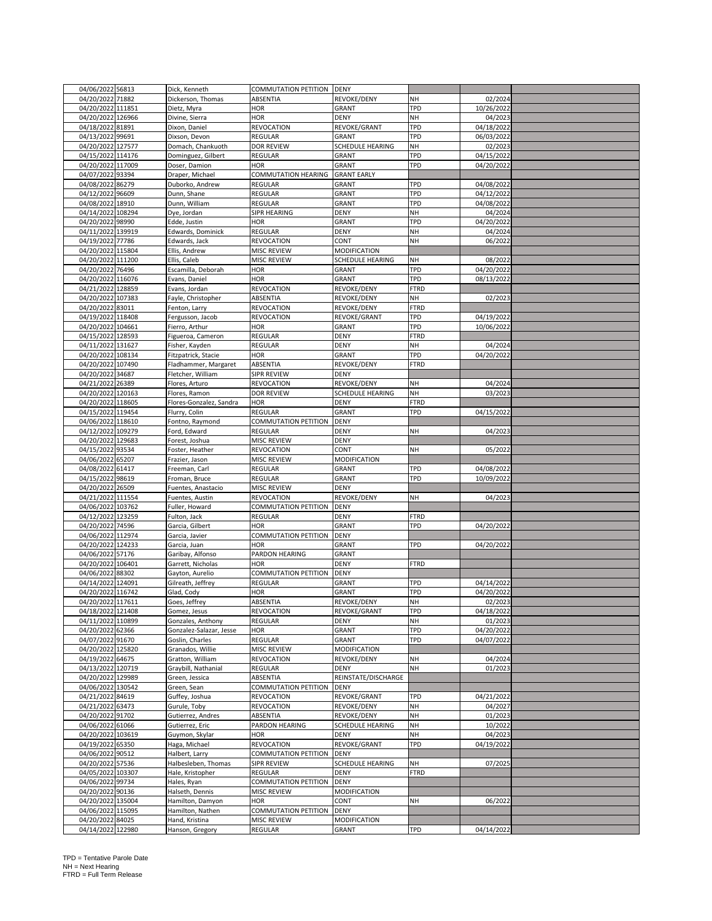| | | | | | | | |
|---|---|---|---|---|---|---|---|
| 04/06/2022 | 56813 | Dick, Kenneth | COMMUTATION PETITION | DENY | | | |
| 04/20/2022 | 71882 | Dickerson, Thomas | ABSENTIA | REVOKE/DENY | NH | 02/2024 | |
| 04/20/2022 | 111851 | Dietz, Myra | HOR | GRANT | TPD | 10/26/2022 | |
| 04/20/2022 | 126966 | Divine, Sierra | HOR | DENY | NH | 04/2023 | |
| 04/18/2022 | 81891 | Dixon, Daniel | REVOCATION | REVOKE/GRANT | TPD | 04/18/2022 | |
| 04/13/2022 | 99691 | Dixson, Devon | REGULAR | GRANT | TPD | 06/03/2022 | |
| 04/20/2022 | 127577 | Domach, Chankuoth | DOR REVIEW | SCHEDULE HEARING | NH | 02/2023 | |
| 04/15/2022 | 114176 | Dominguez, Gilbert | REGULAR | GRANT | TPD | 04/15/2022 | |
| 04/20/2022 | 117009 | Doser, Damion | HOR | GRANT | TPD | 04/20/2022 | |
| 04/07/2022 | 93394 | Draper, Michael | COMMUTATION HEARING | GRANT EARLY | | | |
| 04/08/2022 | 86279 | Duborko, Andrew | REGULAR | GRANT | TPD | 04/08/2022 | |
| 04/12/2022 | 96609 | Dunn, Shane | REGULAR | GRANT | TPD | 04/12/2022 | |
| 04/08/2022 | 18910 | Dunn, William | REGULAR | GRANT | TPD | 04/08/2022 | |
| 04/14/2022 | 108294 | Dye, Jordan | SIPR HEARING | DENY | NH | 04/2024 | |
| 04/20/2022 | 98990 | Edde, Justin | HOR | GRANT | TPD | 04/20/2022 | |
| 04/11/2022 | 139919 | Edwards, Dominick | REGULAR | DENY | NH | 04/2024 | |
| 04/19/2022 | 77786 | Edwards, Jack | REVOCATION | CONT | NH | 06/2022 | |
| 04/20/2022 | 115804 | Ellis, Andrew | MISC REVIEW | MODIFICATION | | | |
| 04/20/2022 | 111200 | Ellis, Caleb | MISC REVIEW | SCHEDULE HEARING | NH | 08/2022 | |
| 04/20/2022 | 76496 | Escamilla, Deborah | HOR | GRANT | TPD | 04/20/2022 | |
| 04/20/2022 | 116076 | Evans, Daniel | HOR | GRANT | TPD | 08/13/2022 | |
| 04/21/2022 | 128859 | Evans, Jordan | REVOCATION | REVOKE/DENY | FTRD | | |
| 04/20/2022 | 107383 | Fayle, Christopher | ABSENTIA | REVOKE/DENY | NH | 02/2023 | |
| 04/20/2022 | 83011 | Fenton, Larry | REVOCATION | REVOKE/DENY | FTRD | | |
| 04/19/2022 | 118408 | Fergusson, Jacob | REVOCATION | REVOKE/GRANT | TPD | 04/19/2022 | |
| 04/20/2022 | 104661 | Fierro, Arthur | HOR | GRANT | TPD | 10/06/2022 | |
| 04/15/2022 | 128593 | Figueroa, Cameron | REGULAR | DENY | FTRD | | |
| 04/11/2022 | 131627 | Fisher, Kayden | REGULAR | DENY | NH | 04/2024 | |
| 04/20/2022 | 108134 | Fitzpatrick, Stacie | HOR | GRANT | TPD | 04/20/2022 | |
| 04/20/2022 | 107490 | Fladhammer, Margaret | ABSENTIA | REVOKE/DENY | FTRD | | |
| 04/20/2022 | 34687 | Fletcher, William | SIPR REVIEW | DENY | | | |
| 04/21/2022 | 26389 | Flores, Arturo | REVOCATION | REVOKE/DENY | NH | 04/2024 | |
| 04/20/2022 | 120163 | Flores, Ramon | DOR REVIEW | SCHEDULE HEARING | NH | 03/2023 | |
| 04/20/2022 | 118605 | Flores-Gonzalez, Sandra | HOR | DENY | FTRD | | |
| 04/15/2022 | 119454 | Flurry, Colin | REGULAR | GRANT | TPD | 04/15/2022 | |
| 04/06/2022 | 118610 | Fontno, Raymond | COMMUTATION PETITION | DENY | | | |
| 04/12/2022 | 109279 | Ford, Edward | REGULAR | DENY | NH | 04/2023 | |
| 04/20/2022 | 129683 | Forest, Joshua | MISC REVIEW | DENY | | | |
| 04/15/2022 | 93534 | Foster, Heather | REVOCATION | CONT | NH | 05/2022 | |
| 04/06/2022 | 65207 | Frazier, Jason | MISC REVIEW | MODIFICATION | | | |
| 04/08/2022 | 61417 | Freeman, Carl | REGULAR | GRANT | TPD | 04/08/2022 | |
| 04/15/2022 | 98619 | Froman, Bruce | REGULAR | GRANT | TPD | 10/09/2022 | |
| 04/20/2022 | 26509 | Fuentes, Anastacio | MISC REVIEW | DENY | | | |
| 04/21/2022 | 111554 | Fuentes, Austin | REVOCATION | REVOKE/DENY | NH | 04/2023 | |
| 04/06/2022 | 103762 | Fuller, Howard | COMMUTATION PETITION | DENY | | | |
| 04/12/2022 | 123259 | Fulton, Jack | REGULAR | DENY | FTRD | | |
| 04/20/2022 | 74596 | Garcia, Gilbert | HOR | GRANT | TPD | 04/20/2022 | |
| 04/06/2022 | 112974 | Garcia, Javier | COMMUTATION PETITION | DENY | | | |
| 04/20/2022 | 124233 | Garcia, Juan | HOR | GRANT | TPD | 04/20/2022 | |
| 04/06/2022 | 57176 | Garibay, Alfonso | PARDON HEARING | GRANT | | | |
| 04/20/2022 | 106401 | Garrett, Nicholas | HOR | DENY | FTRD | | |
| 04/06/2022 | 88302 | Gayton, Aurelio | COMMUTATION PETITION | DENY | | | |
| 04/14/2022 | 124091 | Gilreath, Jeffrey | REGULAR | GRANT | TPD | 04/14/2022 | |
| 04/20/2022 | 116742 | Glad, Cody | HOR | GRANT | TPD | 04/20/2022 | |
| 04/20/2022 | 117611 | Goes, Jeffrey | ABSENTIA | REVOKE/DENY | NH | 02/2023 | |
| 04/18/2022 | 121408 | Gomez, Jesus | REVOCATION | REVOKE/GRANT | TPD | 04/18/2022 | |
| 04/11/2022 | 110899 | Gonzales, Anthony | REGULAR | DENY | NH | 01/2023 | |
| 04/20/2022 | 62366 | Gonzalez-Salazar, Jesse | HOR | GRANT | TPD | 04/20/2022 | |
| 04/07/2022 | 91670 | Goslin, Charles | REGULAR | GRANT | TPD | 04/07/2022 | |
| 04/20/2022 | 125820 | Granados, Willie | MISC REVIEW | MODIFICATION | | | |
| 04/19/2022 | 64675 | Gratton, William | REVOCATION | REVOKE/DENY | NH | 04/2024 | |
| 04/13/2022 | 120719 | Graybill, Nathanial | REGULAR | DENY | NH | 01/2023 | |
| 04/20/2022 | 129989 | Green, Jessica | ABSENTIA | REINSTATE/DISCHARGE | | | |
| 04/06/2022 | 130542 | Green, Sean | COMMUTATION PETITION | DENY | | | |
| 04/21/2022 | 84619 | Guffey, Joshua | REVOCATION | REVOKE/GRANT | TPD | 04/21/2022 | |
| 04/21/2022 | 63473 | Gurule, Toby | REVOCATION | REVOKE/DENY | NH | 04/2027 | |
| 04/20/2022 | 91702 | Gutierrez, Andres | ABSENTIA | REVOKE/DENY | NH | 01/2023 | |
| 04/06/2022 | 61066 | Gutierrez, Eric | PARDON HEARING | SCHEDULE HEARING | NH | 10/2022 | |
| 04/20/2022 | 103619 | Guymon, Skylar | HOR | DENY | NH | 04/2023 | |
| 04/19/2022 | 65350 | Haga, Michael | REVOCATION | REVOKE/GRANT | TPD | 04/19/2022 | |
| 04/06/2022 | 90512 | Halbert, Larry | COMMUTATION PETITION | DENY | | | |
| 04/20/2022 | 57536 | Halbesleben, Thomas | SIPR REVIEW | SCHEDULE HEARING | NH | 07/2025 | |
| 04/05/2022 | 103307 | Hale, Kristopher | REGULAR | DENY | FTRD | | |
| 04/06/2022 | 99734 | Hales, Ryan | COMMUTATION PETITION | DENY | | | |
| 04/20/2022 | 90136 | Halseth, Dennis | MISC REVIEW | MODIFICATION | | | |
| 04/20/2022 | 135004 | Hamilton, Damyon | HOR | CONT | NH | 06/2022 | |
| 04/06/2022 | 115095 | Hamilton, Nathen | COMMUTATION PETITION | DENY | | | |
| 04/20/2022 | 84025 | Hand, Kristina | MISC REVIEW | MODIFICATION | | | |
| 04/14/2022 | 122980 | Hanson, Gregory | REGULAR | GRANT | TPD | 04/14/2022 | |

TPD = Tentative Parole Date
NH = Next Hearing
FTRD = Full Term Release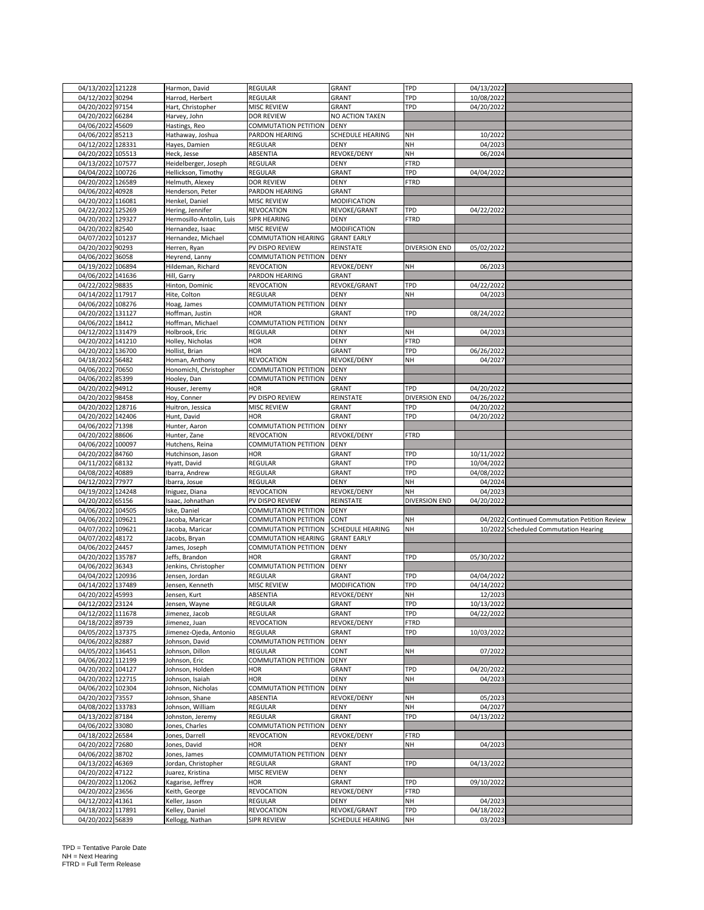| | | | | | | | |
|---|---|---|---|---|---|---|---|
| 04/13/2022 | 121228 | Harmon, David | REGULAR | GRANT | TPD | 04/13/2022 | |
| 04/12/2022 | 30294 | Harrod, Herbert | REGULAR | GRANT | TPD | 10/08/2022 | |
| 04/20/2022 | 97154 | Hart, Christopher | MISC REVIEW | GRANT | TPD | 04/20/2022 | |
| 04/20/2022 | 66284 | Harvey, John | DOR REVIEW | NO ACTION TAKEN | | | |
| 04/06/2022 | 45609 | Hastings, Reo | COMMUTATION PETITION | DENY | | | |
| 04/06/2022 | 85213 | Hathaway, Joshua | PARDON HEARING | SCHEDULE HEARING | NH | 10/2022 | |
| 04/12/2022 | 128331 | Hayes, Damien | REGULAR | DENY | NH | 04/2023 | |
| 04/20/2022 | 105513 | Heck, Jesse | ABSENTIA | REVOKE/DENY | NH | 06/2024 | |
| 04/13/2022 | 107577 | Heidelberger, Joseph | REGULAR | DENY | FTRD | | |
| 04/04/2022 | 100726 | Hellickson, Timothy | REGULAR | GRANT | TPD | 04/04/2022 | |
| 04/20/2022 | 126589 | Helmuth, Alexey | DOR REVIEW | DENY | FTRD | | |
| 04/06/2022 | 40928 | Henderson, Peter | PARDON HEARING | GRANT | | | |
| 04/20/2022 | 116081 | Henkel, Daniel | MISC REVIEW | MODIFICATION | | | |
| 04/22/2022 | 125269 | Hering, Jennifer | REVOCATION | REVOKE/GRANT | TPD | 04/22/2022 | |
| 04/20/2022 | 129327 | Hermosillo-Antolin, Luis | SIPR HEARING | DENY | FTRD | | |
| 04/20/2022 | 82540 | Hernandez, Isaac | MISC REVIEW | MODIFICATION | | | |
| 04/07/2022 | 101237 | Hernandez, Michael | COMMUTATION HEARING | GRANT EARLY | | | |
| 04/20/2022 | 90293 | Herren, Ryan | PV DISPO REVIEW | REINSTATE | DIVERSION END | 05/02/2022 | |
| 04/06/2022 | 36058 | Heyrend, Lanny | COMMUTATION PETITION | DENY | | | |
| 04/19/2022 | 106894 | Hildeman, Richard | REVOCATION | REVOKE/DENY | NH | 06/2023 | |
| 04/06/2022 | 141636 | Hill, Garry | PARDON HEARING | GRANT | | | |
| 04/22/2022 | 98835 | Hinton, Dominic | REVOCATION | REVOKE/GRANT | TPD | 04/22/2022 | |
| 04/14/2022 | 117917 | Hite, Colton | REGULAR | DENY | NH | 04/2023 | |
| 04/06/2022 | 108276 | Hoag, James | COMMUTATION PETITION | DENY | | | |
| 04/20/2022 | 131127 | Hoffman, Justin | HOR | GRANT | TPD | 08/24/2022 | |
| 04/06/2022 | 18412 | Hoffman, Michael | COMMUTATION PETITION | DENY | | | |
| 04/12/2022 | 131479 | Holbrook, Eric | REGULAR | DENY | NH | 04/2023 | |
| 04/20/2022 | 141210 | Holley, Nicholas | HOR | DENY | FTRD | | |
| 04/20/2022 | 136700 | Hollist, Brian | HOR | GRANT | TPD | 06/26/2022 | |
| 04/18/2022 | 56482 | Homan, Anthony | REVOCATION | REVOKE/DENY | NH | 04/2027 | |
| 04/06/2022 | 70650 | Honomichl, Christopher | COMMUTATION PETITION | DENY | | | |
| 04/06/2022 | 85399 | Hooley, Dan | COMMUTATION PETITION | DENY | | | |
| 04/20/2022 | 94912 | Houser, Jeremy | HOR | GRANT | TPD | 04/20/2022 | |
| 04/20/2022 | 98458 | Hoy, Conner | PV DISPO REVIEW | REINSTATE | DIVERSION END | 04/26/2022 | |
| 04/20/2022 | 128716 | Huitron, Jessica | MISC REVIEW | GRANT | TPD | 04/20/2022 | |
| 04/20/2022 | 142406 | Hunt, David | HOR | GRANT | TPD | 04/20/2022 | |
| 04/06/2022 | 71398 | Hunter, Aaron | COMMUTATION PETITION | DENY | | | |
| 04/20/2022 | 88606 | Hunter, Zane | REVOCATION | REVOKE/DENY | FTRD | | |
| 04/06/2022 | 100097 | Hutchens, Reina | COMMUTATION PETITION | DENY | | | |
| 04/20/2022 | 84760 | Hutchinson, Jason | HOR | GRANT | TPD | 10/11/2022 | |
| 04/11/2022 | 68132 | Hyatt, David | REGULAR | GRANT | TPD | 10/04/2022 | |
| 04/08/2022 | 40889 | Ibarra, Andrew | REGULAR | GRANT | TPD | 04/08/2022 | |
| 04/12/2022 | 77977 | Ibarra, Josue | REGULAR | DENY | NH | 04/2024 | |
| 04/19/2022 | 124248 | Iniguez, Diana | REVOCATION | REVOKE/DENY | NH | 04/2023 | |
| 04/20/2022 | 65156 | Isaac, Johnathan | PV DISPO REVIEW | REINSTATE | DIVERSION END | 04/20/2022 | |
| 04/06/2022 | 104505 | Iske, Daniel | COMMUTATION PETITION | DENY | | | |
| 04/06/2022 | 109621 | Jacoba, Maricar | COMMUTATION PETITION | CONT | NH | 04/2022 | Continued Commutation Petition Review |
| 04/07/2022 | 109621 | Jacoba, Maricar | COMMUTATION PETITION | SCHEDULE HEARING | NH | 10/2022 | Scheduled Commutation Hearing |
| 04/07/2022 | 48172 | Jacobs, Bryan | COMMUTATION HEARING | GRANT EARLY | | | |
| 04/06/2022 | 24457 | James, Joseph | COMMUTATION PETITION | DENY | | | |
| 04/20/2022 | 135787 | Jeffs, Brandon | HOR | GRANT | TPD | 05/30/2022 | |
| 04/06/2022 | 36343 | Jenkins, Christopher | COMMUTATION PETITION | DENY | | | |
| 04/04/2022 | 120936 | Jensen, Jordan | REGULAR | GRANT | TPD | 04/04/2022 | |
| 04/14/2022 | 137489 | Jensen, Kenneth | MISC REVIEW | MODIFICATION | TPD | 04/14/2022 | |
| 04/20/2022 | 45993 | Jensen, Kurt | ABSENTIA | REVOKE/DENY | NH | 12/2023 | |
| 04/12/2022 | 23124 | Jensen, Wayne | REGULAR | GRANT | TPD | 10/13/2022 | |
| 04/12/2022 | 111678 | Jimenez, Jacob | REGULAR | GRANT | TPD | 04/22/2022 | |
| 04/18/2022 | 89739 | Jimenez, Juan | REVOCATION | REVOKE/DENY | FTRD | | |
| 04/05/2022 | 137375 | Jimenez-Ojeda, Antonio | REGULAR | GRANT | TPD | 10/03/2022 | |
| 04/06/2022 | 82887 | Johnson, David | COMMUTATION PETITION | DENY | | | |
| 04/05/2022 | 136451 | Johnson, Dillon | REGULAR | CONT | NH | 07/2022 | |
| 04/06/2022 | 112199 | Johnson, Eric | COMMUTATION PETITION | DENY | | | |
| 04/20/2022 | 104127 | Johnson, Holden | HOR | GRANT | TPD | 04/20/2022 | |
| 04/20/2022 | 122715 | Johnson, Isaiah | HOR | DENY | NH | 04/2023 | |
| 04/06/2022 | 102304 | Johnson, Nicholas | COMMUTATION PETITION | DENY | | | |
| 04/20/2022 | 73557 | Johnson, Shane | ABSENTIA | REVOKE/DENY | NH | 05/2023 | |
| 04/08/2022 | 133783 | Johnson, William | REGULAR | DENY | NH | 04/2027 | |
| 04/13/2022 | 87184 | Johnston, Jeremy | REGULAR | GRANT | TPD | 04/13/2022 | |
| 04/06/2022 | 33080 | Jones, Charles | COMMUTATION PETITION | DENY | | | |
| 04/18/2022 | 26584 | Jones, Darrell | REVOCATION | REVOKE/DENY | FTRD | | |
| 04/20/2022 | 72680 | Jones, David | HOR | DENY | NH | 04/2023 | |
| 04/06/2022 | 38702 | Jones, James | COMMUTATION PETITION | DENY | | | |
| 04/13/2022 | 46369 | Jordan, Christopher | REGULAR | GRANT | TPD | 04/13/2022 | |
| 04/20/2022 | 47122 | Juarez, Kristina | MISC REVIEW | DENY | | | |
| 04/20/2022 | 112062 | Kagarise, Jeffrey | HOR | GRANT | TPD | 09/10/2022 | |
| 04/20/2022 | 23656 | Keith, George | REVOCATION | REVOKE/DENY | FTRD | | |
| 04/12/2022 | 41361 | Keller, Jason | REGULAR | DENY | NH | 04/2023 | |
| 04/18/2022 | 117891 | Kelley, Daniel | REVOCATION | REVOKE/GRANT | TPD | 04/18/2022 | |
| 04/20/2022 | 56839 | Kellogg, Nathan | SIPR REVIEW | SCHEDULE HEARING | NH | 03/2023 | |

TPD = Tentative Parole Date
NH = Next Hearing
FTRD = Full Term Release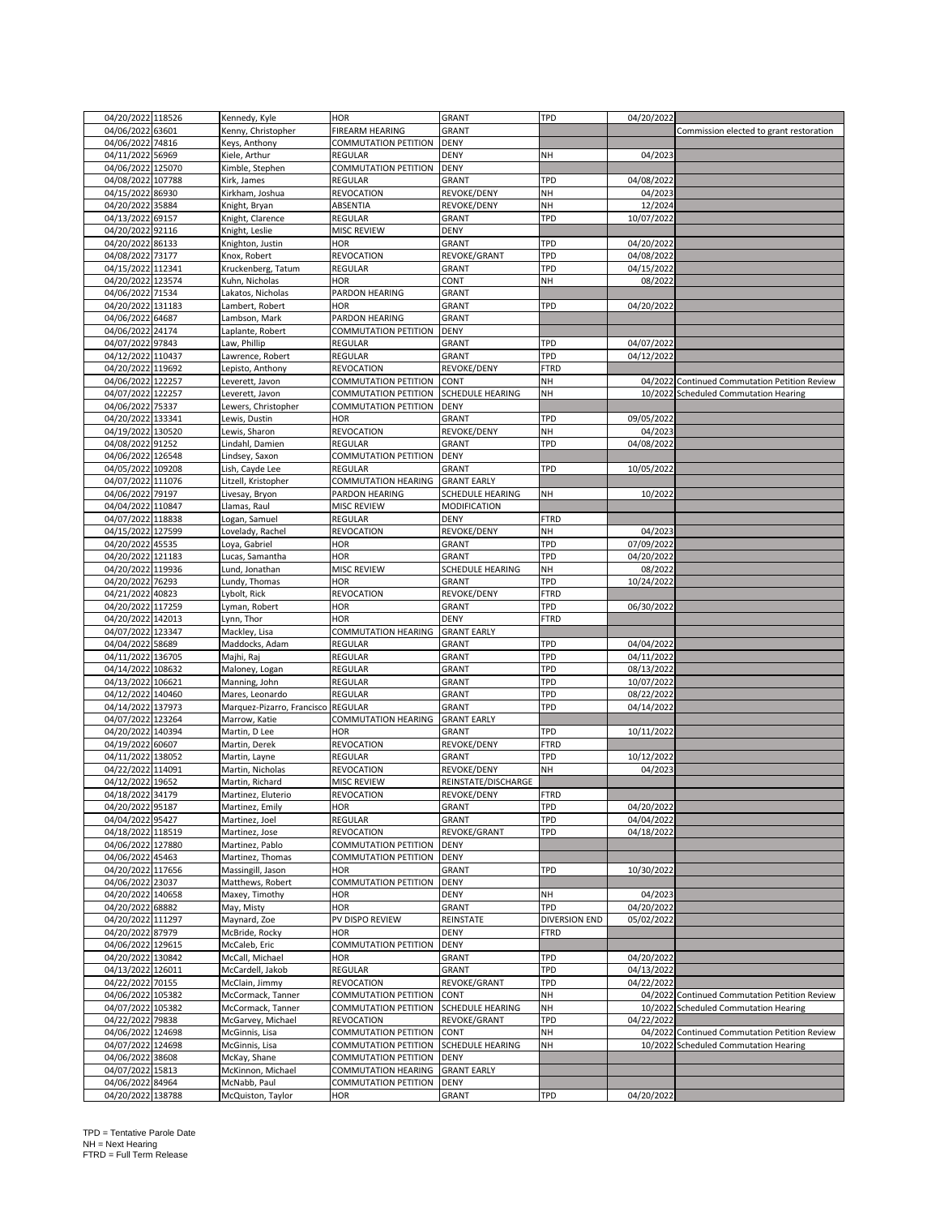| | | | | | | | |
|---|---|---|---|---|---|---|---|
| 04/20/2022 | 118526 | Kennedy, Kyle | HOR | GRANT | TPD | 04/20/2022 | |
| 04/06/2022 | 63601 | Kenny, Christopher | FIREARM HEARING | GRANT | | | Commission elected to grant restoration |
| 04/06/2022 | 74816 | Keys, Anthony | COMMUTATION PETITION | DENY | | | |
| 04/11/2022 | 56969 | Kiele, Arthur | REGULAR | DENY | NH | 04/2023 | |
| 04/06/2022 | 125070 | Kimble, Stephen | COMMUTATION PETITION | DENY | | | |
| 04/08/2022 | 107788 | Kirk, James | REGULAR | GRANT | TPD | 04/08/2022 | |
| 04/15/2022 | 86930 | Kirkham, Joshua | REVOCATION | REVOKE/DENY | NH | 04/2023 | |
| 04/20/2022 | 35884 | Knight, Bryan | ABSENTIA | REVOKE/DENY | NH | 12/2024 | |
| 04/13/2022 | 69157 | Knight, Clarence | REGULAR | GRANT | TPD | 10/07/2022 | |
| 04/20/2022 | 92116 | Knight, Leslie | MISC REVIEW | DENY | | | |
| 04/20/2022 | 86133 | Knighton, Justin | HOR | GRANT | TPD | 04/20/2022 | |
| 04/08/2022 | 73177 | Knox, Robert | REVOCATION | REVOKE/GRANT | TPD | 04/08/2022 | |
| 04/15/2022 | 112341 | Kruckenberg, Tatum | REGULAR | GRANT | TPD | 04/15/2022 | |
| 04/20/2022 | 123574 | Kuhn, Nicholas | HOR | CONT | NH | 08/2022 | |
| 04/06/2022 | 71534 | Lakatos, Nicholas | PARDON HEARING | GRANT | | | |
| 04/20/2022 | 131183 | Lambert, Robert | HOR | GRANT | TPD | 04/20/2022 | |
| 04/06/2022 | 64687 | Lambson, Mark | PARDON HEARING | GRANT | | | |
| 04/06/2022 | 24174 | Laplante, Robert | COMMUTATION PETITION | DENY | | | |
| 04/07/2022 | 97843 | Law, Phillip | REGULAR | GRANT | TPD | 04/07/2022 | |
| 04/12/2022 | 110437 | Lawrence, Robert | REGULAR | GRANT | TPD | 04/12/2022 | |
| 04/20/2022 | 119692 | Lepisto, Anthony | REVOCATION | REVOKE/DENY | FTRD | | |
| 04/06/2022 | 122257 | Leverett, Javon | COMMUTATION PETITION | CONT | NH | 04/2022 | Continued Commutation Petition Review |
| 04/07/2022 | 122257 | Leverett, Javon | COMMUTATION PETITION | SCHEDULE HEARING | NH | 10/2022 | Scheduled Commutation Hearing |
| 04/06/2022 | 75337 | Lewers, Christopher | COMMUTATION PETITION | DENY | | | |
| 04/20/2022 | 133341 | Lewis, Dustin | HOR | GRANT | TPD | 09/05/2022 | |
| 04/19/2022 | 130520 | Lewis, Sharon | REVOCATION | REVOKE/DENY | NH | 04/2023 | |
| 04/08/2022 | 91252 | Lindahl, Damien | REGULAR | GRANT | TPD | 04/08/2022 | |
| 04/06/2022 | 126548 | Lindsey, Saxon | COMMUTATION PETITION | DENY | | | |
| 04/05/2022 | 109208 | Lish, Cayde Lee | REGULAR | GRANT | TPD | 10/05/2022 | |
| 04/07/2022 | 111076 | Litzell, Kristopher | COMMUTATION HEARING | GRANT EARLY | | | |
| 04/06/2022 | 79197 | Livesay, Bryon | PARDON HEARING | SCHEDULE HEARING | NH | 10/2022 | |
| 04/04/2022 | 110847 | Llamas, Raul | MISC REVIEW | MODIFICATION | | | |
| 04/07/2022 | 118838 | Logan, Samuel | REGULAR | DENY | FTRD | | |
| 04/15/2022 | 127599 | Lovelady, Rachel | REVOCATION | REVOKE/DENY | NH | 04/2023 | |
| 04/20/2022 | 45535 | Loya, Gabriel | HOR | GRANT | TPD | 07/09/2022 | |
| 04/20/2022 | 121183 | Lucas, Samantha | HOR | GRANT | TPD | 04/20/2022 | |
| 04/20/2022 | 119936 | Lund, Jonathan | MISC REVIEW | SCHEDULE HEARING | NH | 08/2022 | |
| 04/20/2022 | 76293 | Lundy, Thomas | HOR | GRANT | TPD | 10/24/2022 | |
| 04/21/2022 | 40823 | Lybolt, Rick | REVOCATION | REVOKE/DENY | FTRD | | |
| 04/20/2022 | 117259 | Lyman, Robert | HOR | GRANT | TPD | 06/30/2022 | |
| 04/20/2022 | 142013 | Lynn, Thor | HOR | DENY | FTRD | | |
| 04/07/2022 | 123347 | Mackley, Lisa | COMMUTATION HEARING | GRANT EARLY | | | |
| 04/04/2022 | 58689 | Maddocks, Adam | REGULAR | GRANT | TPD | 04/04/2022 | |
| 04/11/2022 | 136705 | Majhi, Raj | REGULAR | GRANT | TPD | 04/11/2022 | |
| 04/14/2022 | 108632 | Maloney, Logan | REGULAR | GRANT | TPD | 08/13/2022 | |
| 04/13/2022 | 106621 | Manning, John | REGULAR | GRANT | TPD | 10/07/2022 | |
| 04/12/2022 | 140460 | Mares, Leonardo | REGULAR | GRANT | TPD | 08/22/2022 | |
| 04/14/2022 | 137973 | Marquez-Pizarro, Francisco | REGULAR | GRANT | TPD | 04/14/2022 | |
| 04/07/2022 | 123264 | Marrow, Katie | COMMUTATION HEARING | GRANT EARLY | | | |
| 04/20/2022 | 140394 | Martin, D Lee | HOR | GRANT | TPD | 10/11/2022 | |
| 04/19/2022 | 60607 | Martin, Derek | REVOCATION | REVOKE/DENY | FTRD | | |
| 04/11/2022 | 138052 | Martin, Layne | REGULAR | GRANT | TPD | 10/12/2022 | |
| 04/22/2022 | 114091 | Martin, Nicholas | REVOCATION | REVOKE/DENY | NH | 04/2023 | |
| 04/12/2022 | 19652 | Martin, Richard | MISC REVIEW | REINSTATE/DISCHARGE | | | |
| 04/18/2022 | 34179 | Martinez, Eluterio | REVOCATION | REVOKE/DENY | FTRD | | |
| 04/20/2022 | 95187 | Martinez, Emily | HOR | GRANT | TPD | 04/20/2022 | |
| 04/04/2022 | 95427 | Martinez, Joel | REGULAR | GRANT | TPD | 04/04/2022 | |
| 04/18/2022 | 118519 | Martinez, Jose | REVOCATION | REVOKE/GRANT | TPD | 04/18/2022 | |
| 04/06/2022 | 127880 | Martinez, Pablo | COMMUTATION PETITION | DENY | | | |
| 04/06/2022 | 45463 | Martinez, Thomas | COMMUTATION PETITION | DENY | | | |
| 04/20/2022 | 117656 | Massingill, Jason | HOR | GRANT | TPD | 10/30/2022 | |
| 04/06/2022 | 23037 | Matthews, Robert | COMMUTATION PETITION | DENY | | | |
| 04/20/2022 | 140658 | Maxey, Timothy | HOR | DENY | NH | 04/2023 | |
| 04/20/2022 | 68882 | May, Misty | HOR | GRANT | TPD | 04/20/2022 | |
| 04/20/2022 | 111297 | Maynard, Zoe | PV DISPO REVIEW | REINSTATE | DIVERSION END | 05/02/2022 | |
| 04/20/2022 | 87979 | McBride, Rocky | HOR | DENY | FTRD | | |
| 04/06/2022 | 129615 | McCaleb, Eric | COMMUTATION PETITION | DENY | | | |
| 04/20/2022 | 130842 | McCall, Michael | HOR | GRANT | TPD | 04/20/2022 | |
| 04/13/2022 | 126011 | McCardell, Jakob | REGULAR | GRANT | TPD | 04/13/2022 | |
| 04/22/2022 | 70155 | McClain, Jimmy | REVOCATION | REVOKE/GRANT | TPD | 04/22/2022 | |
| 04/06/2022 | 105382 | McCormack, Tanner | COMMUTATION PETITION | CONT | NH | 04/2022 | Continued Commutation Petition Review |
| 04/07/2022 | 105382 | McCormack, Tanner | COMMUTATION PETITION | SCHEDULE HEARING | NH | 10/2022 | Scheduled Commutation Hearing |
| 04/22/2022 | 79838 | McGarvey, Michael | REVOCATION | REVOKE/GRANT | TPD | 04/22/2022 | |
| 04/06/2022 | 124698 | McGinnis, Lisa | COMMUTATION PETITION | CONT | NH | 04/2022 | Continued Commutation Petition Review |
| 04/07/2022 | 124698 | McGinnis, Lisa | COMMUTATION PETITION | SCHEDULE HEARING | NH | 10/2022 | Scheduled Commutation Hearing |
| 04/06/2022 | 38608 | McKay, Shane | COMMUTATION PETITION | DENY | | | |
| 04/07/2022 | 15813 | McKinnon, Michael | COMMUTATION HEARING | GRANT EARLY | | | |
| 04/06/2022 | 84964 | McNabb, Paul | COMMUTATION PETITION | DENY | | | |
| 04/20/2022 | 138788 | McQuiston, Taylor | HOR | GRANT | TPD | 04/20/2022 | |

TPD = Tentative Parole Date
NH = Next Hearing
FTRD = Full Term Release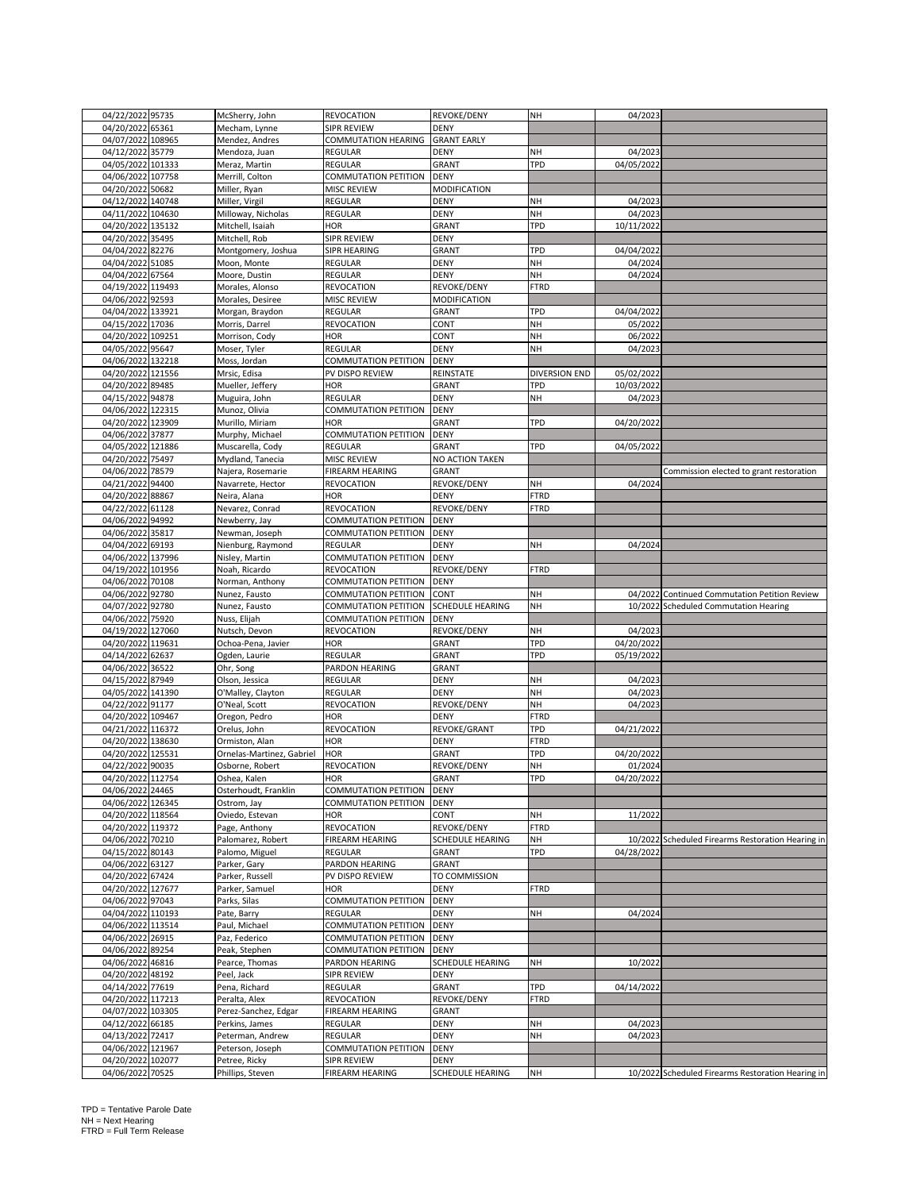| | | | | | | | |
|---|---|---|---|---|---|---|---|
| 04/22/2022 | 95735 | McSherry, John | REVOCATION | REVOKE/DENY | NH | 04/2023 | |
| 04/20/2022 | 65361 | Mecham, Lynne | SIPR REVIEW | DENY | | | |
| 04/07/2022 | 108965 | Mendez, Andres | COMMUTATION HEARING | GRANT EARLY | | | |
| 04/12/2022 | 35779 | Mendoza, Juan | REGULAR | DENY | NH | 04/2023 | |
| 04/05/2022 | 101333 | Meraz, Martin | REGULAR | GRANT | TPD | 04/05/2022 | |
| 04/06/2022 | 107758 | Merrill, Colton | COMMUTATION PETITION | DENY | | | |
| 04/20/2022 | 50682 | Miller, Ryan | MISC REVIEW | MODIFICATION | | | |
| 04/12/2022 | 140748 | Miller, Virgil | REGULAR | DENY | NH | 04/2023 | |
| 04/11/2022 | 104630 | Milloway, Nicholas | REGULAR | DENY | NH | 04/2023 | |
| 04/20/2022 | 135132 | Mitchell, Isaiah | HOR | GRANT | TPD | 10/11/2022 | |
| 04/20/2022 | 35495 | Mitchell, Rob | SIPR REVIEW | DENY | | | |
| 04/04/2022 | 82276 | Montgomery, Joshua | SIPR HEARING | GRANT | TPD | 04/04/2022 | |
| 04/04/2022 | 51085 | Moon, Monte | REGULAR | DENY | NH | 04/2024 | |
| 04/04/2022 | 67564 | Moore, Dustin | REGULAR | DENY | NH | 04/2024 | |
| 04/19/2022 | 119493 | Morales, Alonso | REVOCATION | REVOKE/DENY | FTRD | | |
| 04/06/2022 | 92593 | Morales, Desiree | MISC REVIEW | MODIFICATION | | | |
| 04/04/2022 | 133921 | Morgan, Braydon | REGULAR | GRANT | TPD | 04/04/2022 | |
| 04/15/2022 | 17036 | Morris, Darrel | REVOCATION | CONT | NH | 05/2022 | |
| 04/20/2022 | 109251 | Morrison, Cody | HOR | CONT | NH | 06/2022 | |
| 04/05/2022 | 95647 | Moser, Tyler | REGULAR | DENY | NH | 04/2023 | |
| 04/06/2022 | 132218 | Moss, Jordan | COMMUTATION PETITION | DENY | | | |
| 04/20/2022 | 121556 | Mrsic, Edisa | PV DISPO REVIEW | REINSTATE | DIVERSION END | 05/02/2022 | |
| 04/20/2022 | 89485 | Mueller, Jeffery | HOR | GRANT | TPD | 10/03/2022 | |
| 04/15/2022 | 94878 | Muguira, John | REGULAR | DENY | NH | 04/2023 | |
| 04/06/2022 | 122315 | Munoz, Olivia | COMMUTATION PETITION | DENY | | | |
| 04/20/2022 | 123909 | Murillo, Miriam | HOR | GRANT | TPD | 04/20/2022 | |
| 04/06/2022 | 37877 | Murphy, Michael | COMMUTATION PETITION | DENY | | | |
| 04/05/2022 | 121886 | Muscarella, Cody | REGULAR | GRANT | TPD | 04/05/2022 | |
| 04/20/2022 | 75497 | Mydland, Tanecia | MISC REVIEW | NO ACTION TAKEN | | | |
| 04/06/2022 | 78579 | Najera, Rosemarie | FIREARM HEARING | GRANT | | | Commission elected to grant restoration |
| 04/21/2022 | 94400 | Navarrete, Hector | REVOCATION | REVOKE/DENY | NH | 04/2024 | |
| 04/20/2022 | 88867 | Neira, Alana | HOR | DENY | FTRD | | |
| 04/22/2022 | 61128 | Nevarez, Conrad | REVOCATION | REVOKE/DENY | FTRD | | |
| 04/06/2022 | 94992 | Newberry, Jay | COMMUTATION PETITION | DENY | | | |
| 04/06/2022 | 35817 | Newman, Joseph | COMMUTATION PETITION | DENY | | | |
| 04/04/2022 | 69193 | Nienburg, Raymond | REGULAR | DENY | NH | 04/2024 | |
| 04/06/2022 | 137996 | Nisley, Martin | COMMUTATION PETITION | DENY | | | |
| 04/19/2022 | 101956 | Noah, Ricardo | REVOCATION | REVOKE/DENY | FTRD | | |
| 04/06/2022 | 70108 | Norman, Anthony | COMMUTATION PETITION | DENY | | | |
| 04/06/2022 | 92780 | Nunez, Fausto | COMMUTATION PETITION | CONT | NH | 04/2022 | Continued Commutation Petition Review |
| 04/07/2022 | 92780 | Nunez, Fausto | COMMUTATION PETITION | SCHEDULE HEARING | NH | 10/2022 | Scheduled Commutation Hearing |
| 04/06/2022 | 75920 | Nuss, Elijah | COMMUTATION PETITION | DENY | | | |
| 04/19/2022 | 127060 | Nutsch, Devon | REVOCATION | REVOKE/DENY | NH | 04/2023 | |
| 04/20/2022 | 119631 | Ochoa-Pena, Javier | HOR | GRANT | TPD | 04/20/2022 | |
| 04/14/2022 | 62637 | Ogden, Laurie | REGULAR | GRANT | TPD | 05/19/2022 | |
| 04/06/2022 | 36522 | Ohr, Song | PARDON HEARING | GRANT | | | |
| 04/15/2022 | 87949 | Olson, Jessica | REGULAR | DENY | NH | 04/2023 | |
| 04/05/2022 | 141390 | O'Malley, Clayton | REGULAR | DENY | NH | 04/2023 | |
| 04/22/2022 | 91177 | O'Neal, Scott | REVOCATION | REVOKE/DENY | NH | 04/2023 | |
| 04/20/2022 | 109467 | Oregon, Pedro | HOR | DENY | FTRD | | |
| 04/21/2022 | 116372 | Orelus, John | REVOCATION | REVOKE/GRANT | TPD | 04/21/2022 | |
| 04/20/2022 | 138630 | Ormiston, Alan | HOR | DENY | FTRD | | |
| 04/20/2022 | 125531 | Ornelas-Martinez, Gabriel | HOR | GRANT | TPD | 04/20/2022 | |
| 04/22/2022 | 90035 | Osborne, Robert | REVOCATION | REVOKE/DENY | NH | 01/2024 | |
| 04/20/2022 | 112754 | Oshea, Kalen | HOR | GRANT | TPD | 04/20/2022 | |
| 04/06/2022 | 24465 | Osterhoudt, Franklin | COMMUTATION PETITION | DENY | | | |
| 04/06/2022 | 126345 | Ostrom, Jay | COMMUTATION PETITION | DENY | | | |
| 04/20/2022 | 118564 | Oviedo, Estevan | HOR | CONT | NH | 11/2022 | |
| 04/20/2022 | 119372 | Page, Anthony | REVOCATION | REVOKE/DENY | FTRD | | |
| 04/06/2022 | 70210 | Palomarez, Robert | FIREARM HEARING | SCHEDULE HEARING | NH | 10/2022 | Scheduled Firearms Restoration Hearing in |
| 04/15/2022 | 80143 | Palomo, Miguel | REGULAR | GRANT | TPD | 04/28/2022 | |
| 04/06/2022 | 63127 | Parker, Gary | PARDON HEARING | GRANT | | | |
| 04/20/2022 | 67424 | Parker, Russell | PV DISPO REVIEW | TO COMMISSION | | | |
| 04/20/2022 | 127677 | Parker, Samuel | HOR | DENY | FTRD | | |
| 04/06/2022 | 97043 | Parks, Silas | COMMUTATION PETITION | DENY | | | |
| 04/04/2022 | 110193 | Pate, Barry | REGULAR | DENY | NH | 04/2024 | |
| 04/06/2022 | 113514 | Paul, Michael | COMMUTATION PETITION | DENY | | | |
| 04/06/2022 | 26915 | Paz, Federico | COMMUTATION PETITION | DENY | | | |
| 04/06/2022 | 89254 | Peak, Stephen | COMMUTATION PETITION | DENY | | | |
| 04/06/2022 | 46816 | Pearce, Thomas | PARDON HEARING | SCHEDULE HEARING | NH | 10/2022 | |
| 04/20/2022 | 48192 | Peel, Jack | SIPR REVIEW | DENY | | | |
| 04/14/2022 | 77619 | Pena, Richard | REGULAR | GRANT | TPD | 04/14/2022 | |
| 04/20/2022 | 117213 | Peralta, Alex | REVOCATION | REVOKE/DENY | FTRD | | |
| 04/07/2022 | 103305 | Perez-Sanchez, Edgar | FIREARM HEARING | GRANT | | | |
| 04/12/2022 | 66185 | Perkins, James | REGULAR | DENY | NH | 04/2023 | |
| 04/13/2022 | 72417 | Peterman, Andrew | REGULAR | DENY | NH | 04/2023 | |
| 04/06/2022 | 121967 | Peterson, Joseph | COMMUTATION PETITION | DENY | | | |
| 04/20/2022 | 102077 | Petree, Ricky | SIPR REVIEW | DENY | | | |
| 04/06/2022 | 70525 | Phillips, Steven | FIREARM HEARING | SCHEDULE HEARING | NH | 10/2022 | Scheduled Firearms Restoration Hearing in |

TPD = Tentative Parole Date
NH = Next Hearing
FTRD = Full Term Release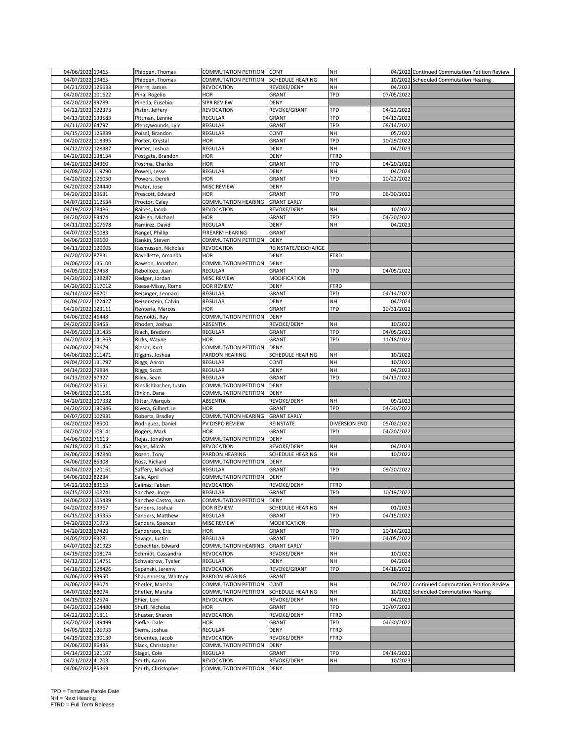| | | | | | | | |
|---|---|---|---|---|---|---|---|
| 04/06/2022 | 19465 | Phippen, Thomas | COMMUTATION PETITION | CONT | NH | 04/2022 | Continued Commutation Petition Review |
| 04/07/2022 | 19465 | Phippen, Thomas | COMMUTATION PETITION | SCHEDULE HEARING | NH | 10/2022 | Scheduled Commutation Hearing |
| 04/21/2022 | 126633 | Pierre, James | REVOCATION | REVOKE/DENY | NH | 04/2023 | |
| 04/20/2022 | 101622 | Pina, Rogelio | HOR | GRANT | TPD | 07/05/2022 | |
| 04/20/2022 | 99789 | Pineda, Eusebio | SIPR REVIEW | DENY | | | |
| 04/22/2022 | 122373 | Pister, Jeffery | REVOCATION | REVOKE/GRANT | TPD | 04/22/2022 | |
| 04/13/2022 | 133583 | Pittman, Lennie | REGULAR | GRANT | TPD | 04/13/2022 | |
| 04/11/2022 | 64797 | Plentywounds, Lyle | REGULAR | GRANT | TPD | 08/14/2022 | |
| 04/15/2022 | 125839 | Poisel, Brandon | REGULAR | CONT | NH | 05/2022 | |
| 04/20/2022 | 118395 | Porter, Crystal | HOR | GRANT | TPD | 10/29/2022 | |
| 04/12/2022 | 128387 | Porter, Joshua | REGULAR | DENY | NH | 04/2023 | |
| 04/20/2022 | 138134 | Postgate, Brandon | HOR | DENY | FTRD | | |
| 04/20/2022 | 24360 | Postma, Charles | HOR | GRANT | TPD | 04/20/2022 | |
| 04/08/2022 | 119790 | Powell, Jesse | REGULAR | DENY | NH | 04/2024 | |
| 04/20/2022 | 126050 | Powers, Derek | HOR | GRANT | TPD | 10/22/2022 | |
| 04/20/2022 | 124440 | Prater, Jose | MISC REVIEW | DENY | | | |
| 04/20/2022 | 39531 | Prescott, Edward | HOR | GRANT | TPD | 06/30/2022 | |
| 04/07/2022 | 112534 | Proctor, Caley | COMMUTATION HEARING | GRANT EARLY | | | |
| 04/19/2022 | 78486 | Raines, Jacob | REVOCATION | REVOKE/DENY | NH | 10/2022 | |
| 04/20/2022 | 83474 | Raleigh, Michael | HOR | GRANT | TPD | 04/20/2022 | |
| 04/11/2022 | 107678 | Ramirez, David | REGULAR | DENY | NH | 04/2023 | |
| 04/07/2022 | 50083 | Rangel, Phillip | FIREARM HEARING | GRANT | | | |
| 04/06/2022 | 99600 | Rankin, Steven | COMMUTATION PETITION | DENY | | | |
| 04/11/2022 | 120005 | Rasmussen, Nickolas | REVOCATION | REINSTATE/DISCHARGE | | | |
| 04/20/2022 | 87831 | Ravellette, Amanda | HOR | DENY | FTRD | | |
| 04/06/2022 | 135100 | Rawson, Jonathan | COMMUTATION PETITION | DENY | | | |
| 04/05/2022 | 87458 | Rebollozo, Juan | REGULAR | GRANT | TPD | 04/05/2022 | |
| 04/20/2022 | 138287 | Redger, Jordan | MISC REVIEW | MODIFICATION | | | |
| 04/20/2022 | 117012 | Reese-Misay, Rome | DOR REVIEW | DENY | FTRD | | |
| 04/14/2022 | 86701 | Reisinger, Leonard | REGULAR | GRANT | TPD | 04/14/2022 | |
| 04/04/2022 | 122427 | Reizenstein, Calvin | REGULAR | DENY | NH | 04/2024 | |
| 04/20/2022 | 123111 | Renteria, Marcos | HOR | GRANT | TPD | 10/31/2022 | |
| 04/06/2022 | 46448 | Reynolds, Ray | COMMUTATION PETITION | DENY | | | |
| 04/20/2022 | 99455 | Rhoden, Joshua | ABSENTIA | REVOKE/DENY | NH | 10/2022 | |
| 04/05/2022 | 131435 | Riach, Bredonn | REGULAR | GRANT | TPD | 04/05/2022 | |
| 04/20/2022 | 141863 | Ricks, Wayne | HOR | GRANT | TPD | 11/18/2022 | |
| 04/06/2022 | 78679 | Rieser, Kurt | COMMUTATION PETITION | DENY | | | |
| 04/06/2022 | 111471 | Riggins, Joshua | PARDON HEARING | SCHEDULE HEARING | NH | 10/2022 | |
| 04/04/2022 | 131797 | Riggs, Aaron | REGULAR | CONT | NH | 10/2022 | |
| 04/14/2022 | 79834 | Riggs, Scott | REGULAR | DENY | NH | 04/2023 | |
| 04/13/2022 | 97327 | Riley, Sean | REGULAR | GRANT | TPD | 04/13/2022 | |
| 04/06/2022 | 30651 | Rindlishbacher, Justin | COMMUTATION PETITION | DENY | | | |
| 04/06/2022 | 101681 | Rinkin, Dana | COMMUTATION PETITION | DENY | | | |
| 04/20/2022 | 107332 | Ritter, Marquis | ABSENTIA | REVOKE/DENY | NH | 09/2023 | |
| 04/20/2022 | 130946 | Rivera, Gilbert Le | HOR | GRANT | TPD | 04/20/2022 | |
| 04/07/2022 | 102931 | Roberts, Bradley | COMMUTATION HEARING | GRANT EARLY | | | |
| 04/20/2022 | 78500 | Rodriguez, Daniel | PV DISPO REVIEW | REINSTATE | DIVERSION END | 05/02/2022 | |
| 04/20/2022 | 109141 | Rogers, Mark | HOR | GRANT | TPD | 04/20/2022 | |
| 04/06/2022 | 76613 | Rojas, Jonathon | COMMUTATION PETITION | DENY | | | |
| 04/18/2022 | 101452 | Rojas, Micah | REVOCATION | REVOKE/DENY | NH | 04/2023 | |
| 04/06/2022 | 142840 | Rosen, Tony | PARDON HEARING | SCHEDULE HEARING | NH | 10/2022 | |
| 04/06/2022 | 85308 | Ross, Richard | COMMUTATION PETITION | DENY | | | |
| 04/04/2022 | 120161 | Saffery, Michael | REGULAR | GRANT | TPD | 09/20/2022 | |
| 04/06/2022 | 82234 | Sale, April | COMMUTATION PETITION | DENY | | | |
| 04/22/2022 | 83663 | Salinas, Fabian | REVOCATION | REVOKE/DENY | FTRD | | |
| 04/15/2022 | 108741 | Sanchez, Jorge | REGULAR | GRANT | TPD | 10/19/2022 | |
| 04/06/2022 | 105439 | Sanchez-Castro, Juan | COMMUTATION PETITION | DENY | | | |
| 04/20/2022 | 93967 | Sanders, Joshua | DOR REVIEW | SCHEDULE HEARING | NH | 01/2023 | |
| 04/15/2022 | 135355 | Sanders, Matthew | REGULAR | GRANT | TPD | 04/15/2022 | |
| 04/20/2022 | 71973 | Sanders, Spencer | MISC REVIEW | MODIFICATION | | | |
| 04/20/2022 | 67420 | Sanderson, Eric | HOR | GRANT | TPD | 10/14/2022 | |
| 04/05/2022 | 83281 | Savage, Justin | REGULAR | GRANT | TPD | 04/05/2022 | |
| 04/07/2022 | 121923 | Schechter, Edward | COMMUTATION HEARING | GRANT EARLY | | | |
| 04/19/2022 | 108174 | Schmidt, Cassandra | REVOCATION | REVOKE/DENY | NH | 10/2022 | |
| 04/12/2022 | 114751 | Schwabrow, Tyeler | REGULAR | DENY | NH | 04/2024 | |
| 04/18/2022 | 128426 | Sepanski, Jeremy | REVOCATION | REVOKE/GRANT | TPD | 04/18/2022 | |
| 04/06/2022 | 93950 | Shaughnessy, Whitney | PARDON HEARING | GRANT | | | |
| 04/06/2022 | 88074 | Shetler, Marsha | COMMUTATION PETITION | CONT | NH | 04/2022 | Continued Commutation Petition Review |
| 04/07/2022 | 88074 | Shetler, Marsha | COMMUTATION PETITION | SCHEDULE HEARING | NH | 10/2022 | Scheduled Commutation Hearing |
| 04/19/2022 | 62574 | Shier, Loni | REVOCATION | REVOKE/DENY | NH | 04/2023 | |
| 04/20/2022 | 104480 | Shuff, Nicholas | HOR | GRANT | TPD | 10/07/2022 | |
| 04/22/2022 | 71811 | Shuster, Sharon | REVOCATION | REVOKE/DENY | FTRD | | |
| 04/20/2022 | 139499 | Siefke, Dale | HOR | GRANT | TPD | 04/30/2022 | |
| 04/05/2022 | 125933 | Sierra, Joshua | REGULAR | DENY | FTRD | | |
| 04/19/2022 | 130139 | Sifuentes, Jacob | REVOCATION | REVOKE/DENY | FTRD | | |
| 04/06/2022 | 86435 | Slack, Christopher | COMMUTATION PETITION | DENY | | | |
| 04/14/2022 | 121107 | Slagel, Cole | REGULAR | GRANT | TPD | 04/14/2022 | |
| 04/21/2022 | 41703 | Smith, Aaron | REVOCATION | REVOKE/DENY | NH | 10/2023 | |
| 04/06/2022 | 85369 | Smith, Christopher | COMMUTATION PETITION | DENY | | | |

TPD = Tentative Parole Date
NH = Next Hearing
FTRD = Full Term Release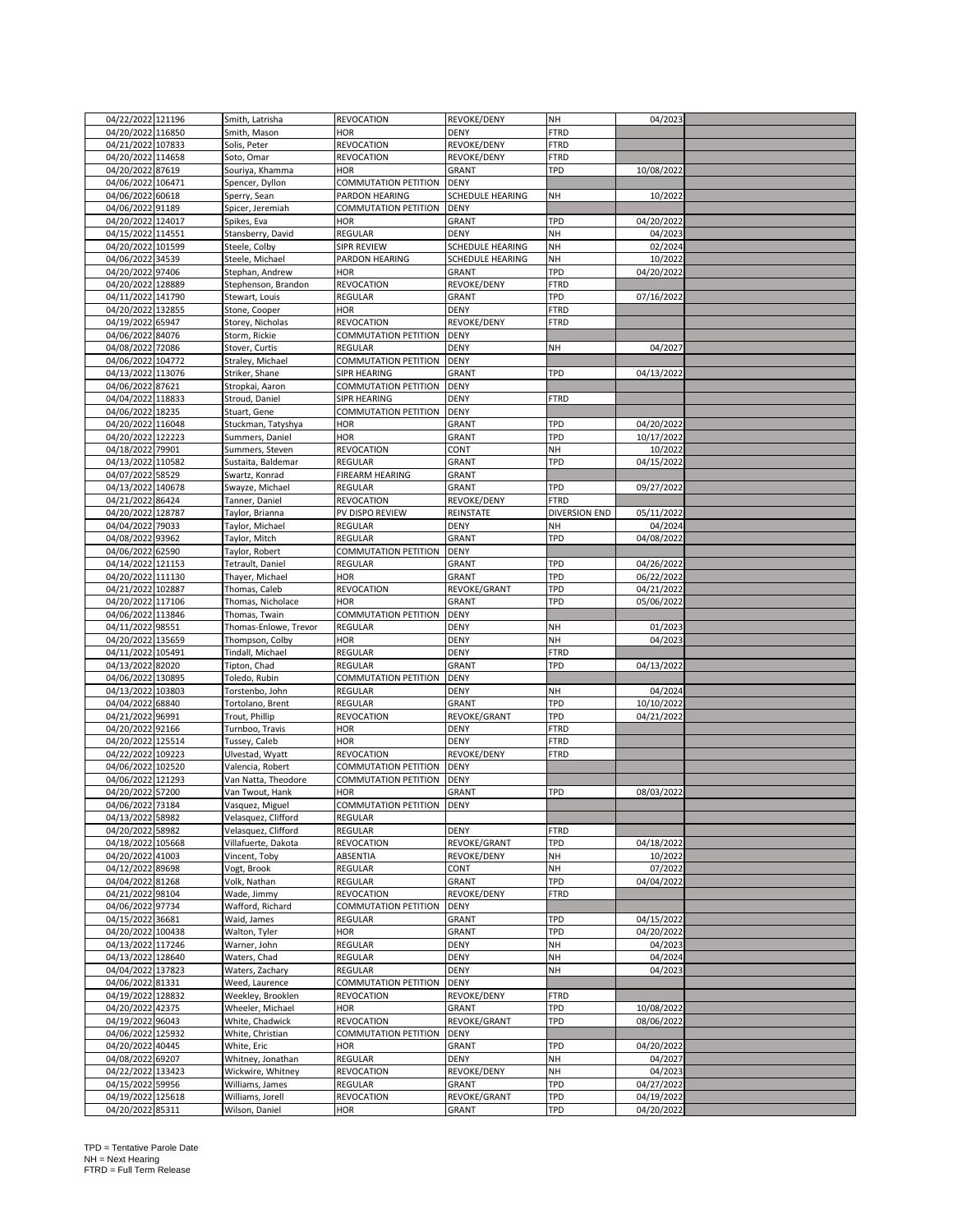| | | | | | | | |
|---|---|---|---|---|---|---|---|
| 04/22/2022 | 121196 | Smith, Latrisha | REVOCATION | REVOKE/DENY | NH | 04/2023 | |
| 04/20/2022 | 116850 | Smith, Mason | HOR | DENY | FTRD | | |
| 04/21/2022 | 107833 | Solis, Peter | REVOCATION | REVOKE/DENY | FTRD | | |
| 04/20/2022 | 114658 | Soto, Omar | REVOCATION | REVOKE/DENY | FTRD | | |
| 04/20/2022 | 87619 | Souriya, Khamma | HOR | GRANT | TPD | 10/08/2022 | |
| 04/06/2022 | 106471 | Spencer, Dyllon | COMMUTATION PETITION | DENY | | | |
| 04/06/2022 | 60618 | Sperry, Sean | PARDON HEARING | SCHEDULE HEARING | NH | 10/2022 | |
| 04/06/2022 | 91189 | Spicer, Jeremiah | COMMUTATION PETITION | DENY | | | |
| 04/20/2022 | 124017 | Spikes, Eva | HOR | GRANT | TPD | 04/20/2022 | |
| 04/15/2022 | 114551 | Stansberry, David | REGULAR | DENY | NH | 04/2023 | |
| 04/20/2022 | 101599 | Steele, Colby | SIPR REVIEW | SCHEDULE HEARING | NH | 02/2024 | |
| 04/06/2022 | 34539 | Steele, Michael | PARDON HEARING | SCHEDULE HEARING | NH | 10/2022 | |
| 04/20/2022 | 97406 | Stephan, Andrew | HOR | GRANT | TPD | 04/20/2022 | |
| 04/20/2022 | 128889 | Stephenson, Brandon | REVOCATION | REVOKE/DENY | FTRD | | |
| 04/11/2022 | 141790 | Stewart, Louis | REGULAR | GRANT | TPD | 07/16/2022 | |
| 04/20/2022 | 132855 | Stone, Cooper | HOR | DENY | FTRD | | |
| 04/19/2022 | 65947 | Storey, Nicholas | REVOCATION | REVOKE/DENY | FTRD | | |
| 04/06/2022 | 84076 | Storm, Rickie | COMMUTATION PETITION | DENY | | | |
| 04/08/2022 | 72086 | Stover, Curtis | REGULAR | DENY | NH | 04/2027 | |
| 04/06/2022 | 104772 | Straley, Michael | COMMUTATION PETITION | DENY | | | |
| 04/13/2022 | 113076 | Striker, Shane | SIPR HEARING | GRANT | TPD | 04/13/2022 | |
| 04/06/2022 | 87621 | Stropkai, Aaron | COMMUTATION PETITION | DENY | | | |
| 04/04/2022 | 118833 | Stroud, Daniel | SIPR HEARING | DENY | FTRD | | |
| 04/06/2022 | 18235 | Stuart, Gene | COMMUTATION PETITION | DENY | | | |
| 04/20/2022 | 116048 | Stuckman, Tatyshya | HOR | GRANT | TPD | 04/20/2022 | |
| 04/20/2022 | 122223 | Summers, Daniel | HOR | GRANT | TPD | 10/17/2022 | |
| 04/18/2022 | 79901 | Summers, Steven | REVOCATION | CONT | NH | 10/2022 | |
| 04/13/2022 | 110582 | Sustaita, Baldemar | REGULAR | GRANT | TPD | 04/15/2022 | |
| 04/07/2022 | 58529 | Swartz, Konrad | FIREARM HEARING | GRANT | | | |
| 04/13/2022 | 140678 | Swayze, Michael | REGULAR | GRANT | TPD | 09/27/2022 | |
| 04/21/2022 | 86424 | Tanner, Daniel | REVOCATION | REVOKE/DENY | FTRD | | |
| 04/20/2022 | 128787 | Taylor, Brianna | PV DISPO REVIEW | REINSTATE | DIVERSION END | 05/11/2022 | |
| 04/04/2022 | 79033 | Taylor, Michael | REGULAR | DENY | NH | 04/2024 | |
| 04/08/2022 | 93962 | Taylor, Mitch | REGULAR | GRANT | TPD | 04/08/2022 | |
| 04/06/2022 | 62590 | Taylor, Robert | COMMUTATION PETITION | DENY | | | |
| 04/14/2022 | 121153 | Tetrault, Daniel | REGULAR | GRANT | TPD | 04/26/2022 | |
| 04/20/2022 | 111130 | Thayer, Michael | HOR | GRANT | TPD | 06/22/2022 | |
| 04/21/2022 | 102887 | Thomas, Caleb | REVOCATION | REVOKE/GRANT | TPD | 04/21/2022 | |
| 04/20/2022 | 117106 | Thomas, Nicholace | HOR | GRANT | TPD | 05/06/2022 | |
| 04/06/2022 | 113846 | Thomas, Twain | COMMUTATION PETITION | DENY | | | |
| 04/11/2022 | 98551 | Thomas-Enlowe, Trevor | REGULAR | DENY | NH | 01/2023 | |
| 04/20/2022 | 135659 | Thompson, Colby | HOR | DENY | NH | 04/2023 | |
| 04/11/2022 | 105491 | Tindall, Michael | REGULAR | DENY | FTRD | | |
| 04/13/2022 | 82020 | Tipton, Chad | REGULAR | GRANT | TPD | 04/13/2022 | |
| 04/06/2022 | 130895 | Toledo, Rubin | COMMUTATION PETITION | DENY | | | |
| 04/13/2022 | 103803 | Torstenbo, John | REGULAR | DENY | NH | 04/2024 | |
| 04/04/2022 | 68840 | Tortolano, Brent | REGULAR | GRANT | TPD | 10/10/2022 | |
| 04/21/2022 | 96991 | Trout, Phillip | REVOCATION | REVOKE/GRANT | TPD | 04/21/2022 | |
| 04/20/2022 | 92166 | Turnboo, Travis | HOR | DENY | FTRD | | |
| 04/20/2022 | 125514 | Tussey, Caleb | HOR | DENY | FTRD | | |
| 04/22/2022 | 109223 | Ulvestad, Wyatt | REVOCATION | REVOKE/DENY | FTRD | | |
| 04/06/2022 | 102520 | Valencia, Robert | COMMUTATION PETITION | DENY | | | |
| 04/06/2022 | 121293 | Van Natta, Theodore | COMMUTATION PETITION | DENY | | | |
| 04/20/2022 | 57200 | Van Twout, Hank | HOR | GRANT | TPD | 08/03/2022 | |
| 04/06/2022 | 73184 | Vasquez, Miguel | COMMUTATION PETITION | DENY | | | |
| 04/13/2022 | 58982 | Velasquez, Clifford | REGULAR | | | | |
| 04/20/2022 | 58982 | Velasquez, Clifford | REGULAR | DENY | FTRD | | |
| 04/18/2022 | 105668 | Villafuerte, Dakota | REVOCATION | REVOKE/GRANT | TPD | 04/18/2022 | |
| 04/20/2022 | 41003 | Vincent, Toby | ABSENTIA | REVOKE/DENY | NH | 10/2022 | |
| 04/12/2022 | 89698 | Vogt, Brook | REGULAR | CONT | NH | 07/2022 | |
| 04/04/2022 | 81268 | Volk, Nathan | REGULAR | GRANT | TPD | 04/04/2022 | |
| 04/21/2022 | 98104 | Wade, Jimmy | REVOCATION | REVOKE/DENY | FTRD | | |
| 04/06/2022 | 97734 | Wafford, Richard | COMMUTATION PETITION | DENY | | | |
| 04/15/2022 | 36681 | Waid, James | REGULAR | GRANT | TPD | 04/15/2022 | |
| 04/20/2022 | 100438 | Walton, Tyler | HOR | GRANT | TPD | 04/20/2022 | |
| 04/13/2022 | 117246 | Warner, John | REGULAR | DENY | NH | 04/2023 | |
| 04/13/2022 | 128640 | Waters, Chad | REGULAR | DENY | NH | 04/2024 | |
| 04/04/2022 | 137823 | Waters, Zachary | REGULAR | DENY | NH | 04/2023 | |
| 04/06/2022 | 81331 | Weed, Laurence | COMMUTATION PETITION | DENY | | | |
| 04/19/2022 | 128832 | Weekley, Brooklen | REVOCATION | REVOKE/DENY | FTRD | | |
| 04/20/2022 | 42375 | Wheeler, Michael | HOR | GRANT | TPD | 10/08/2022 | |
| 04/19/2022 | 96043 | White, Chadwick | REVOCATION | REVOKE/GRANT | TPD | 08/06/2022 | |
| 04/06/2022 | 125932 | White, Christian | COMMUTATION PETITION | DENY | | | |
| 04/20/2022 | 40445 | White, Eric | HOR | GRANT | TPD | 04/20/2022 | |
| 04/08/2022 | 69207 | Whitney, Jonathan | REGULAR | DENY | NH | 04/2027 | |
| 04/22/2022 | 133423 | Wickwire, Whitney | REVOCATION | REVOKE/DENY | NH | 04/2023 | |
| 04/15/2022 | 59956 | Williams, James | REGULAR | GRANT | TPD | 04/27/2022 | |
| 04/19/2022 | 125618 | Williams, Jorell | REVOCATION | REVOKE/GRANT | TPD | 04/19/2022 | |
| 04/20/2022 | 85311 | Wilson, Daniel | HOR | GRANT | TPD | 04/20/2022 | |

TPD = Tentative Parole Date
NH = Next Hearing
FTRD = Full Term Release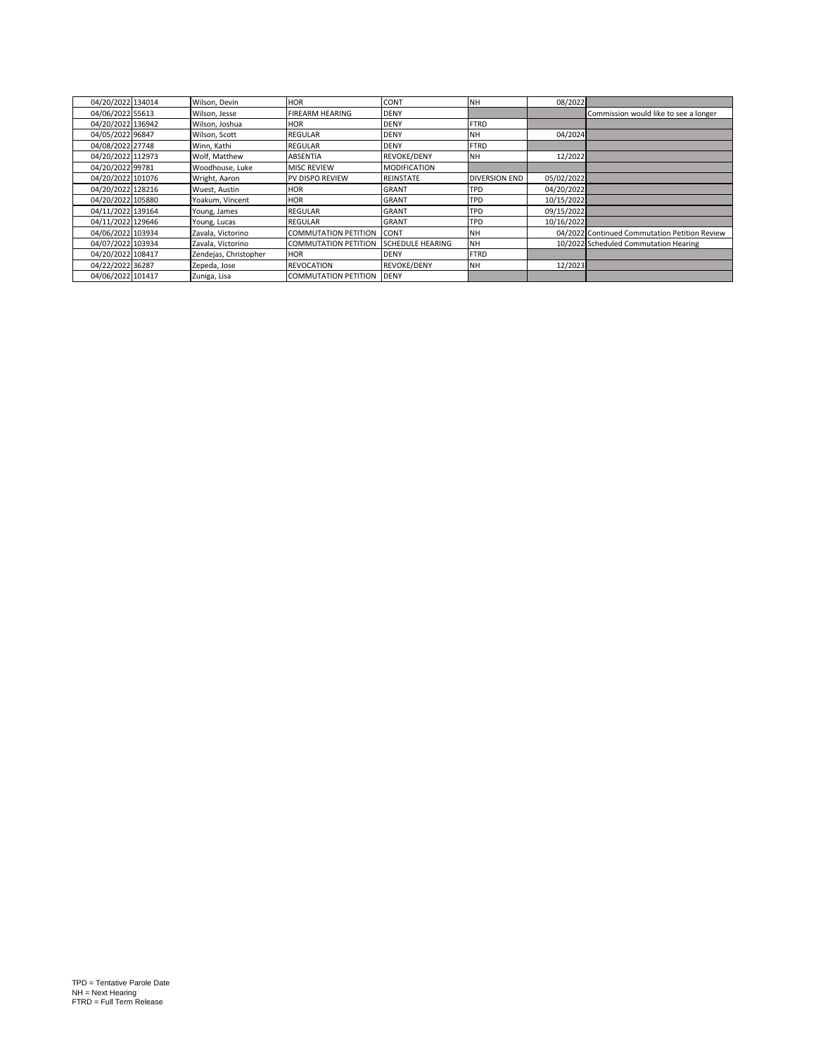| | | | | | | | |
|---|---|---|---|---|---|---|---|
| 04/20/2022 | 134014 | Wilson, Devin | HOR | CONT | NH | 08/2022 | |
| 04/06/2022 | 55613 | Wilson, Jesse | FIREARM HEARING | DENY | | | Commission would like to see a longer |
| 04/20/2022 | 136942 | Wilson, Joshua | HOR | DENY | FTRD | | |
| 04/05/2022 | 96847 | Wilson, Scott | REGULAR | DENY | NH | 04/2024 | |
| 04/08/2022 | 27748 | Winn, Kathi | REGULAR | DENY | FTRD | | |
| 04/20/2022 | 112973 | Wolf, Matthew | ABSENTIA | REVOKE/DENY | NH | 12/2022 | |
| 04/20/2022 | 99781 | Woodhouse, Luke | MISC REVIEW | MODIFICATION | | | |
| 04/20/2022 | 101076 | Wright, Aaron | PV DISPO REVIEW | REINSTATE | DIVERSION END | 05/02/2022 | |
| 04/20/2022 | 128216 | Wuest, Austin | HOR | GRANT | TPD | 04/20/2022 | |
| 04/20/2022 | 105880 | Yoakum, Vincent | HOR | GRANT | TPD | 10/15/2022 | |
| 04/11/2022 | 139164 | Young, James | REGULAR | GRANT | TPD | 09/15/2022 | |
| 04/11/2022 | 129646 | Young, Lucas | REGULAR | GRANT | TPD | 10/16/2022 | |
| 04/06/2022 | 103934 | Zavala, Victorino | COMMUTATION PETITION | CONT | NH | 04/2022 | Continued Commutation Petition Review |
| 04/07/2022 | 103934 | Zavala, Victorino | COMMUTATION PETITION | SCHEDULE HEARING | NH | 10/2022 | Scheduled Commutation Hearing |
| 04/20/2022 | 108417 | Zendejas, Christopher | HOR | DENY | FTRD | | |
| 04/22/2022 | 36287 | Zepeda, Jose | REVOCATION | REVOKE/DENY | NH | 12/2023 | |
| 04/06/2022 | 101417 | Zuniga, Lisa | COMMUTATION PETITION | DENY | | | |

TPD = Tentative Parole Date
NH = Next Hearing
FTRD = Full Term Release